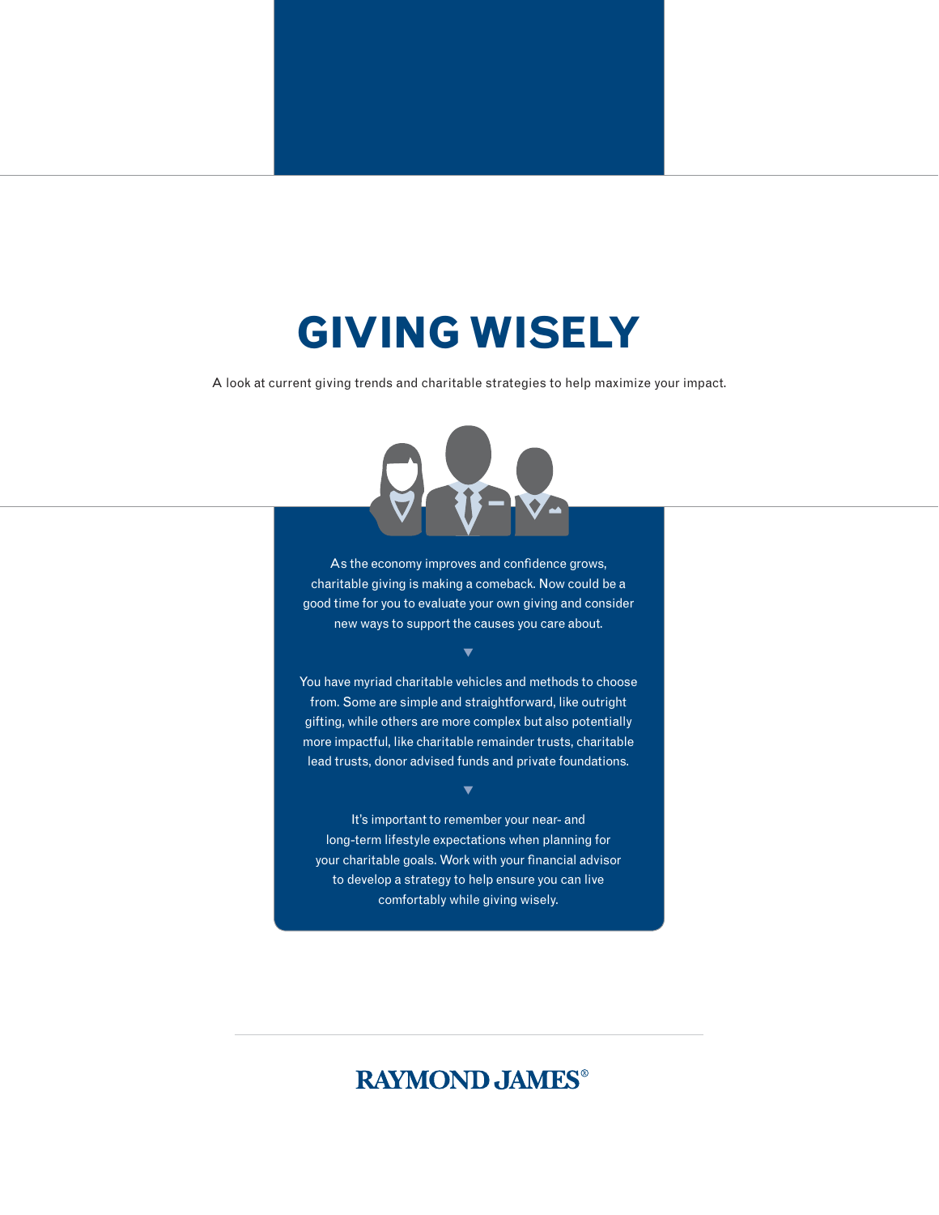# GIVING WISELY

A look at current giving trends and charitable strategies to help maximize your impact.

As the economy improves and confidence grows, charitable giving is making a comeback. Now could be a good time for you to evaluate your own giving and consider new ways to support the causes you care about.

▼

You have myriad charitable vehicles and methods to choose from. Some are simple and straightforward, like outright gifting, while others are more complex but also potentially more impactful, like charitable remainder trusts, charitable lead trusts, donor advised funds and private foundations.

▼

It's important to remember your near- and long-term lifestyle expectations when planning for your charitable goals. Work with your financial advisor to develop a strategy to help ensure you can live comfortably while giving wisely.

RAYMOND JAMES®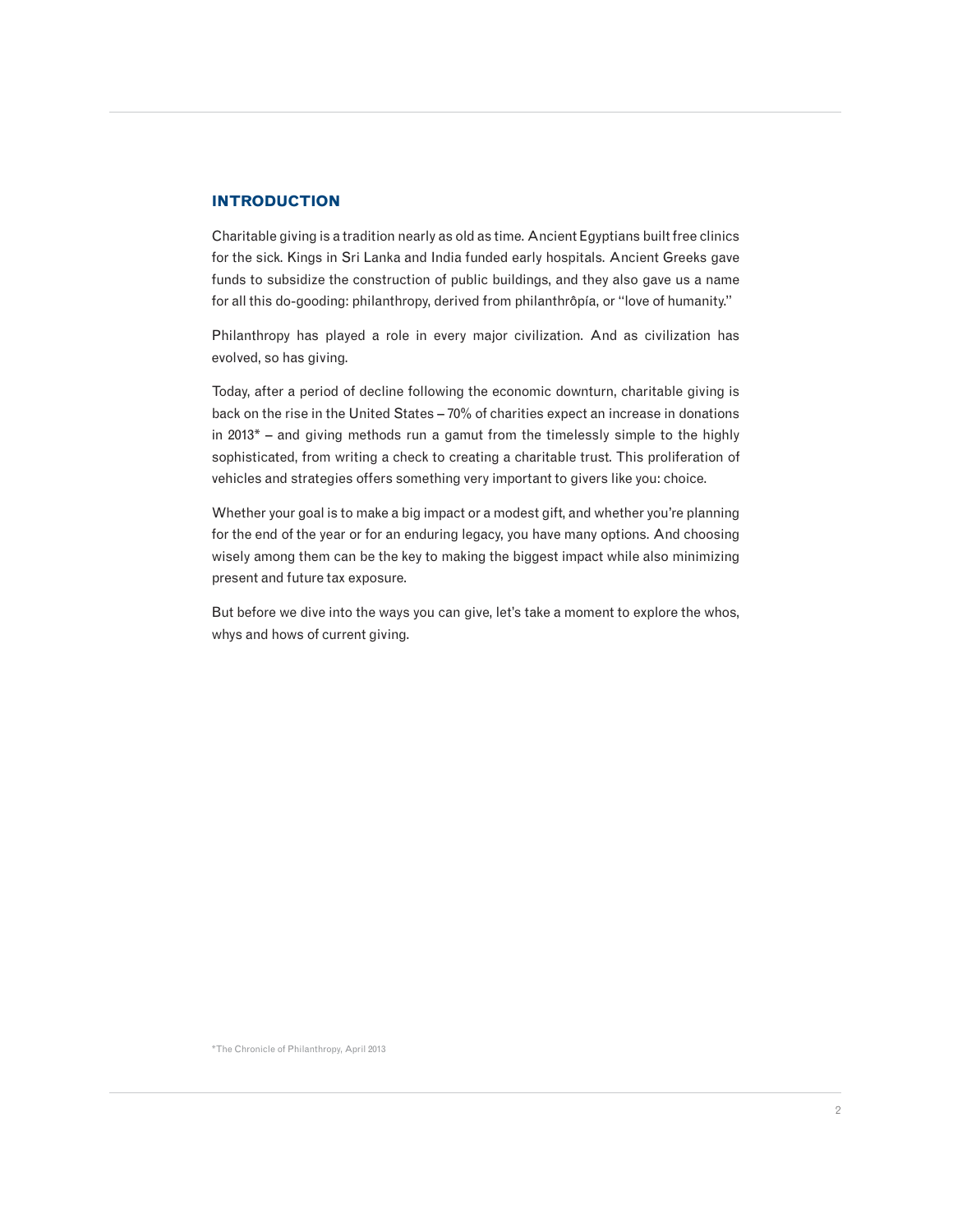## INTRODUCTION

Charitable giving is a tradition nearly as old as time. Ancient Egyptians built free clinics for the sick. Kings in Sri Lanka and India funded early hospitals. Ancient Greeks gave funds to subsidize the construction of public buildings, and they also gave us a name for all this do-gooding: philanthropy, derived from philanthrôpía, or "love of humanity."

Philanthropy has played a role in every major civilization. And as civilization has evolved, so has giving.

Today, after a period of decline following the economic downturn, charitable giving is back on the rise in the United States – 70% of charities expect an increase in donations in 2013* – and giving methods run a gamut from the timelessly simple to the highly sophisticated, from writing a check to creating a charitable trust. This proliferation of vehicles and strategies offers something very important to givers like you: choice.

Whether your goal is to make a big impact or a modest gift, and whether you're planning for the end of the year or for an enduring legacy, you have many options. And choosing wisely among them can be the key to making the biggest impact while also minimizing present and future tax exposure.

But before we dive into the ways you can give, let's take a moment to explore the whos, whys and hows of current giving.

*The Chronicle of Philanthropy, April 2013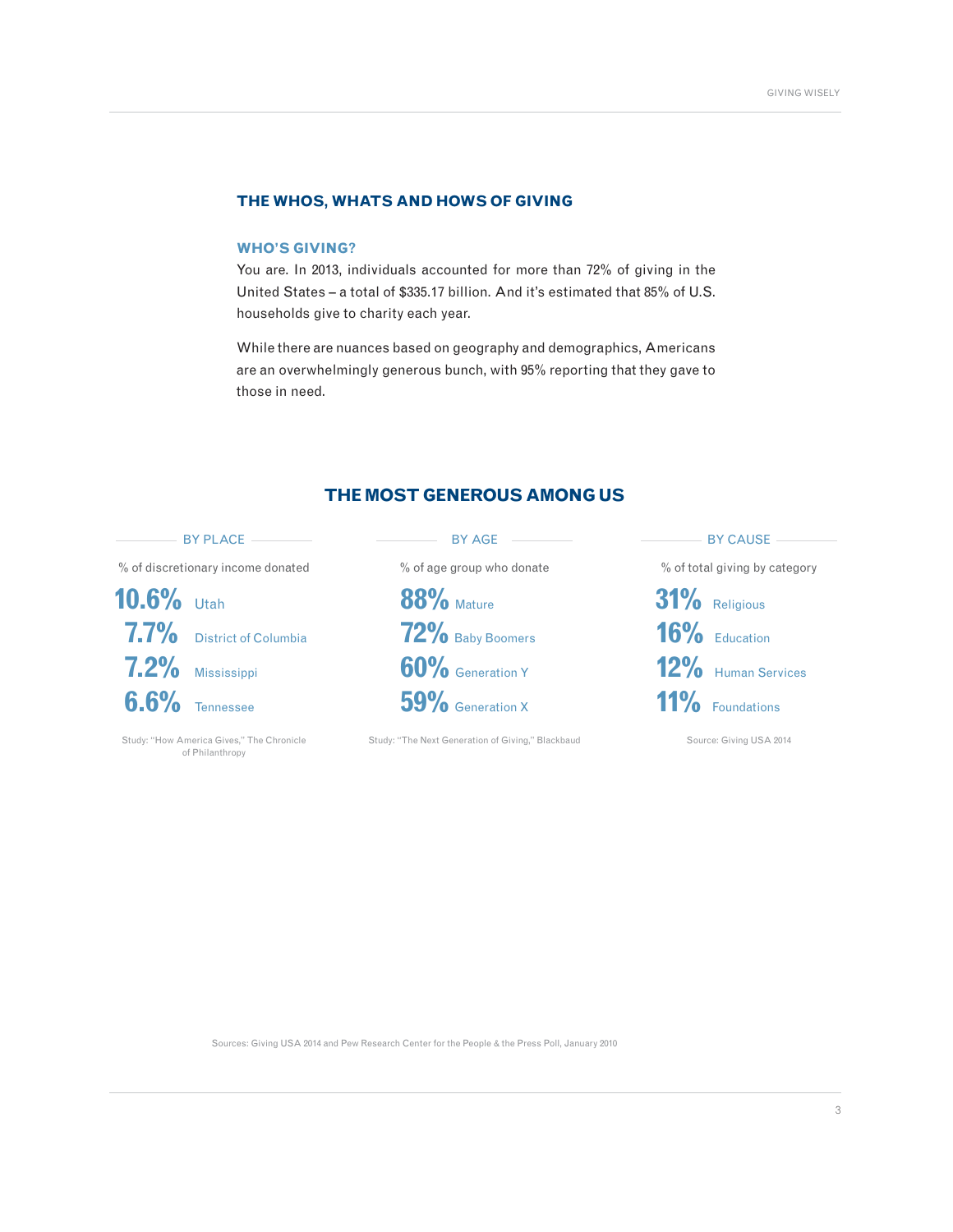## THE WHOS, WHATS AND HOWS OF GIVING

### WHO'S GIVING?

You are. In 2013, individuals accounted for more than 72% of giving in the United States – a total of $335.17 billion. And it's estimated that 85% of U.S. households give to charity each year.

While there are nuances based on geography and demographics, Americans are an overwhelmingly generous bunch, with 95% reporting that they gave to those in need.

## THE MOST GENEROUS AMONG US

### BY PLACE

% of discretionary income donated

- **10.6%** Utah
- **7.7%** District of Columbia
- **7.2%** Mississippi
- **6.6%** Tennessee

Study: "How America Gives," The Chronicle of Philanthropy

### BY AGE

% of age group who donate

- **88%** Mature
- **72%** Baby Boomers
- **60%** Generation Y
- **59%** Generation X

Study: "The Next Generation of Giving," Blackbaud

### BY CAUSE

% of total giving by category

- **31%** Religious
- **16%** Education
- **12%** Human Services
- **11%** Foundations

Source: Giving USA 2014

Sources: Giving USA 2014 and Pew Research Center for the People & the Press Poll, January 2010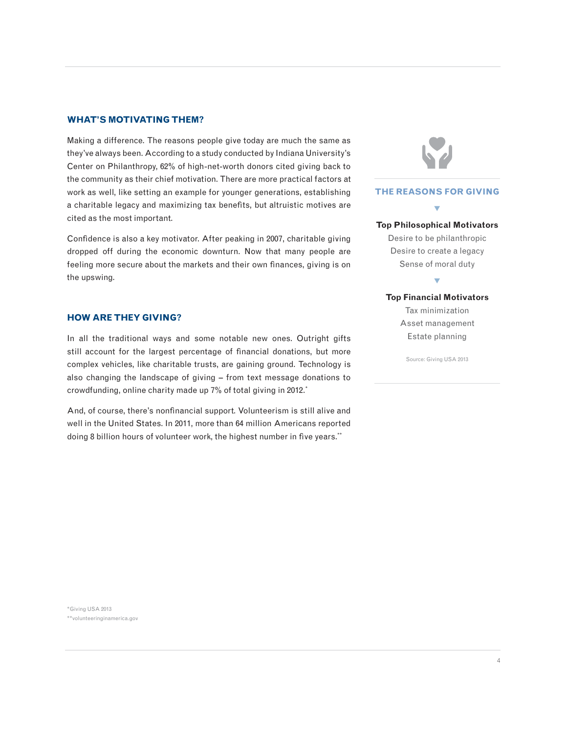## WHAT'S MOTIVATING THEM?

Making a difference. The reasons people give today are much the same as they've always been. According to a study conducted by Indiana University's Center on Philanthropy, 62% of high-net-worth donors cited giving back to the community as their chief motivation. There are more practical factors at work as well, like setting an example for younger generations, establishing a charitable legacy and maximizing tax benefits, but altruistic motives are cited as the most important.

Confidence is also a key motivator. After peaking in 2007, charitable giving dropped off during the economic downturn. Now that many people are feeling more secure about the markets and their own finances, giving is on the upswing.

## HOW ARE THEY GIVING?

In all the traditional ways and some notable new ones. Outright gifts still account for the largest percentage of financial donations, but more complex vehicles, like charitable trusts, are gaining ground. Technology is also changing the landscape of giving – from text message donations to crowdfunding, online charity made up 7% of total giving in 2012.*

And, of course, there's nonfinancial support. Volunteerism is still alive and well in the United States. In 2011, more than 64 million Americans reported doing 8 billion hours of volunteer work, the highest number in five years.**

### THE REASONS FOR GIVING

**Top Philosophical Motivators**

Desire to be philanthropic
Desire to create a legacy
Sense of moral duty

**Top Financial Motivators**

Tax minimization
Asset management
Estate planning

Source: Giving USA 2013

*Giving USA 2013
**volunteeringinamerica.gov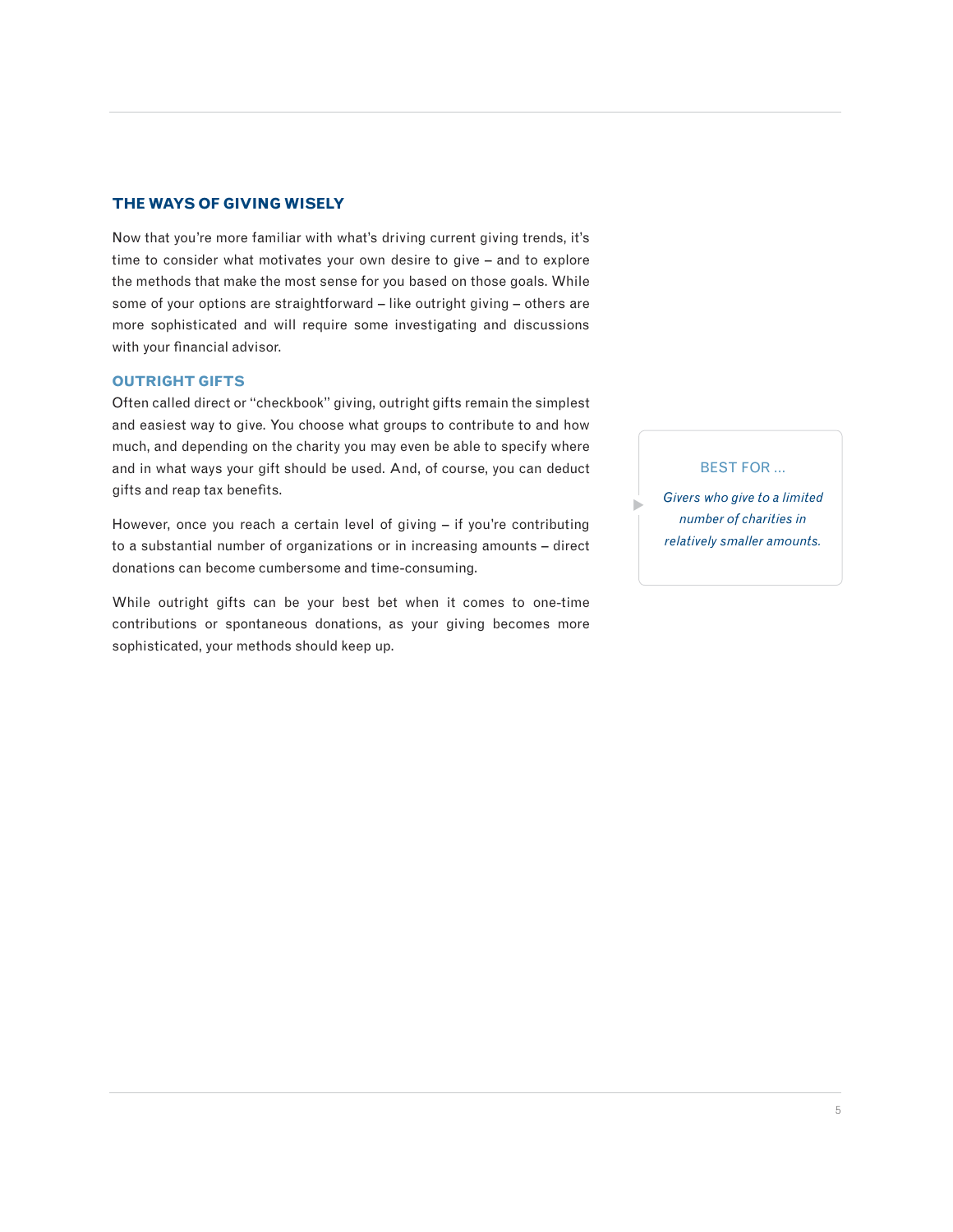## THE WAYS OF GIVING WISELY

Now that you're more familiar with what's driving current giving trends, it's time to consider what motivates your own desire to give – and to explore the methods that make the most sense for you based on those goals. While some of your options are straightforward – like outright giving – others are more sophisticated and will require some investigating and discussions with your financial advisor.

### OUTRIGHT GIFTS

Often called direct or "checkbook" giving, outright gifts remain the simplest and easiest way to give. You choose what groups to contribute to and how much, and depending on the charity you may even be able to specify where and in what ways your gift should be used. And, of course, you can deduct gifts and reap tax benefits.

However, once you reach a certain level of giving – if you're contributing to a substantial number of organizations or in increasing amounts – direct donations can become cumbersome and time-consuming.

While outright gifts can be your best bet when it comes to one-time contributions or spontaneous donations, as your giving becomes more sophisticated, your methods should keep up.

> BEST FOR ...
>
> *Givers who give to a limited number of charities in relatively smaller amounts.*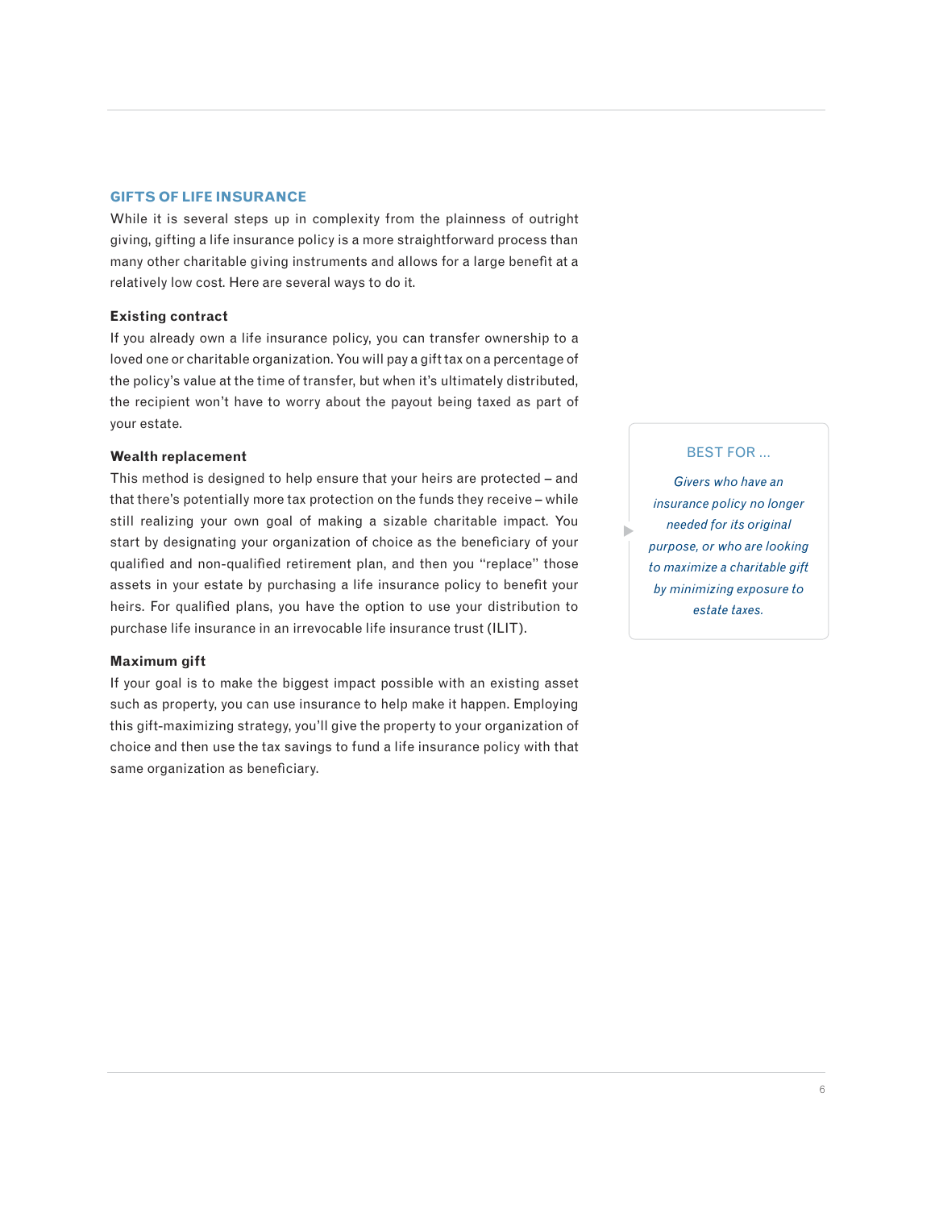## GIFTS OF LIFE INSURANCE

While it is several steps up in complexity from the plainness of outright giving, gifting a life insurance policy is a more straightforward process than many other charitable giving instruments and allows for a large benefit at a relatively low cost. Here are several ways to do it.

### Existing contract

If you already own a life insurance policy, you can transfer ownership to a loved one or charitable organization. You will pay a gift tax on a percentage of the policy's value at the time of transfer, but when it's ultimately distributed, the recipient won't have to worry about the payout being taxed as part of your estate.

### Wealth replacement

This method is designed to help ensure that your heirs are protected – and that there's potentially more tax protection on the funds they receive – while still realizing your own goal of making a sizable charitable impact. You start by designating your organization of choice as the beneficiary of your qualified and non-qualified retirement plan, and then you "replace" those assets in your estate by purchasing a life insurance policy to benefit your heirs. For qualified plans, you have the option to use your distribution to purchase life insurance in an irrevocable life insurance trust (ILIT).

### Maximum gift

If your goal is to make the biggest impact possible with an existing asset such as property, you can use insurance to help make it happen. Employing this gift-maximizing strategy, you'll give the property to your organization of choice and then use the tax savings to fund a life insurance policy with that same organization as beneficiary.

> BEST FOR ...
>
> *Givers who have an insurance policy no longer needed for its original purpose, or who are looking to maximize a charitable gift by minimizing exposure to estate taxes.*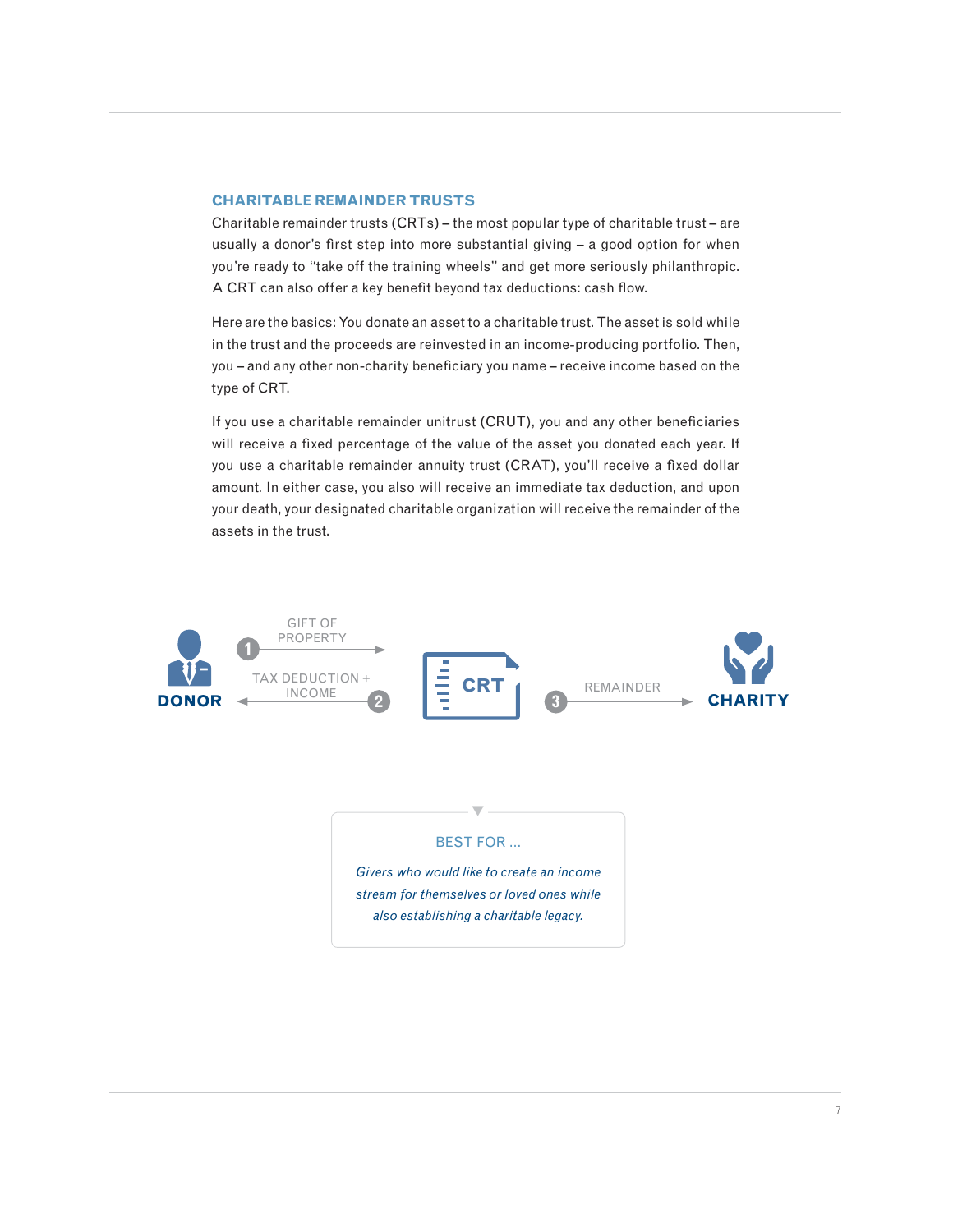## CHARITABLE REMAINDER TRUSTS

Charitable remainder trusts (CRTs) – the most popular type of charitable trust – are usually a donor's first step into more substantial giving – a good option for when you're ready to "take off the training wheels" and get more seriously philanthropic. A CRT can also offer a key benefit beyond tax deductions: cash flow.

Here are the basics: You donate an asset to a charitable trust. The asset is sold while in the trust and the proceeds are reinvested in an income-producing portfolio. Then, you – and any other non-charity beneficiary you name – receive income based on the type of CRT.

If you use a charitable remainder unitrust (CRUT), you and any other beneficiaries will receive a fixed percentage of the value of the asset you donated each year. If you use a charitable remainder annuity trust (CRAT), you'll receive a fixed dollar amount. In either case, you also will receive an immediate tax deduction, and upon your death, your designated charitable organization will receive the remainder of the assets in the trust.

**DONOR** — (1) GIFT OF PROPERTY → **CRT**

**CRT** — (2) TAX DEDUCTION + INCOME → **DONOR**

**CRT** — (3) REMAINDER → **CHARITY**

**BEST FOR ...**

*Givers who would like to create an income stream for themselves or loved ones while also establishing a charitable legacy.*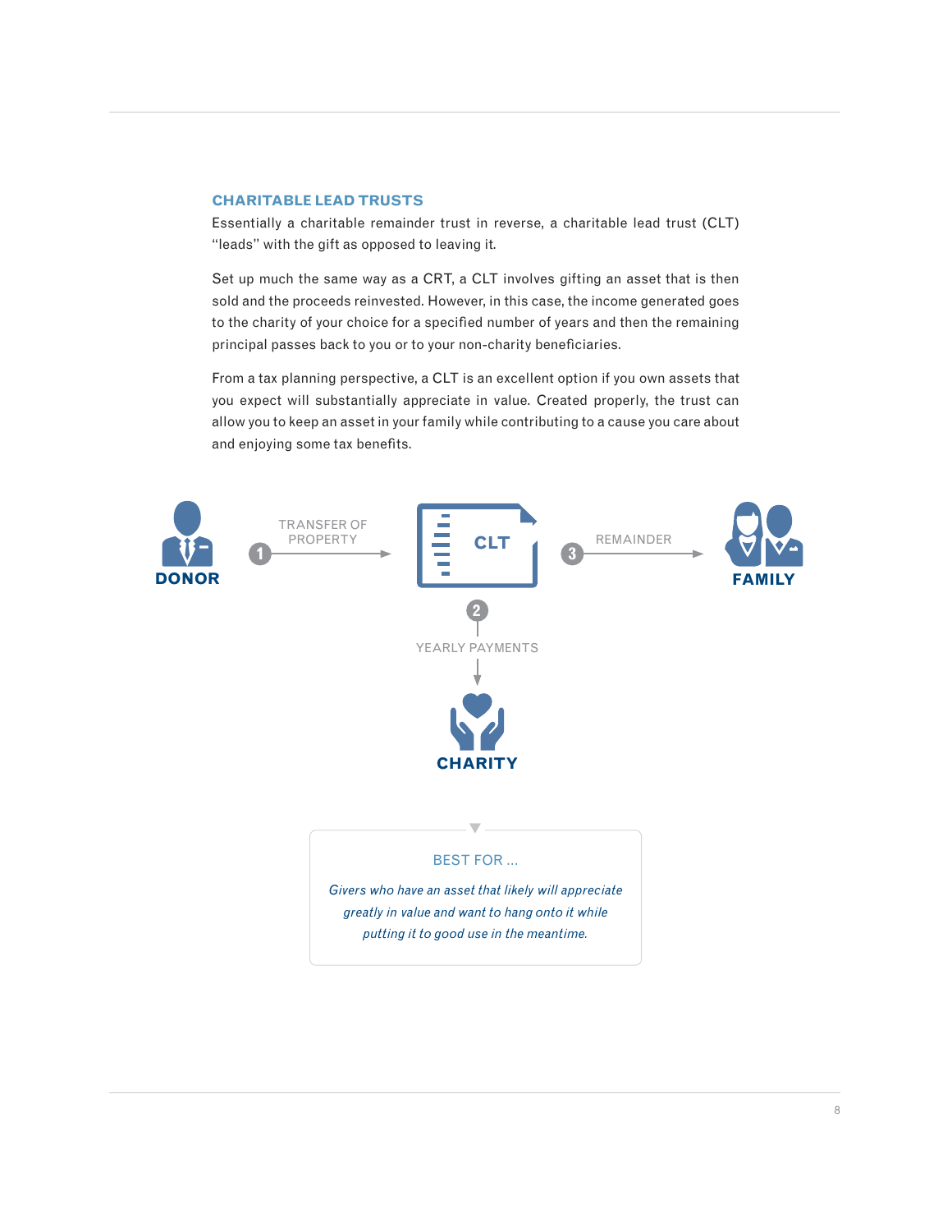## CHARITABLE LEAD TRUSTS

Essentially a charitable remainder trust in reverse, a charitable lead trust (CLT) "leads" with the gift as opposed to leaving it.

Set up much the same way as a CRT, a CLT involves gifting an asset that is then sold and the proceeds reinvested. However, in this case, the income generated goes to the charity of your choice for a specified number of years and then the remaining principal passes back to you or to your non-charity beneficiaries.

From a tax planning perspective, a CLT is an excellent option if you own assets that you expect will substantially appreciate in value. Created properly, the trust can allow you to keep an asset in your family while contributing to a cause you care about and enjoying some tax benefits.

DONOR → (1) TRANSFER OF PROPERTY → CLT → (3) REMAINDER → FAMILY

CLT → (2) YEARLY PAYMENTS → CHARITY

BEST FOR ...

*Givers who have an asset that likely will appreciate greatly in value and want to hang onto it while putting it to good use in the meantime.*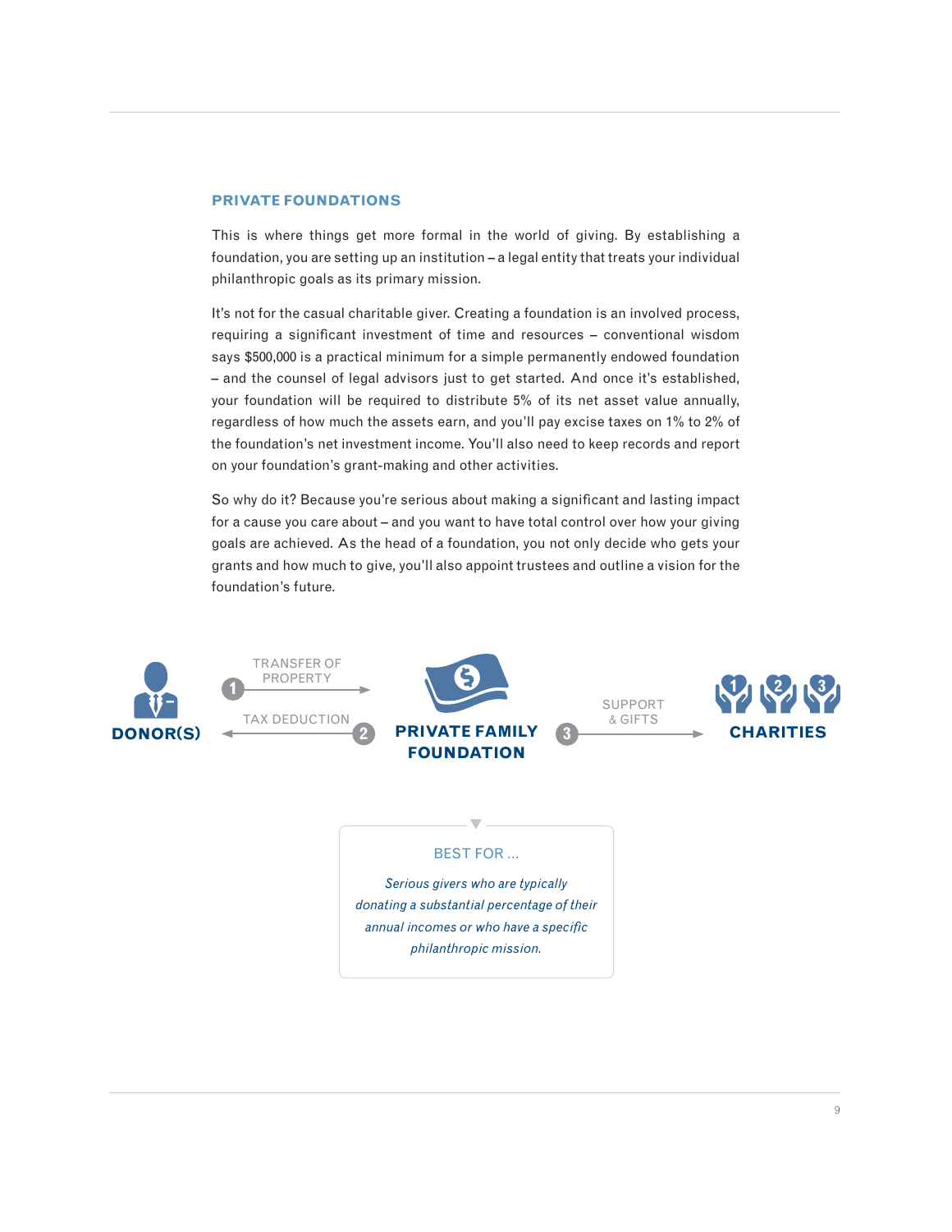## PRIVATE FOUNDATIONS

This is where things get more formal in the world of giving. By establishing a foundation, you are setting up an institution – a legal entity that treats your individual philanthropic goals as its primary mission.

It's not for the casual charitable giver. Creating a foundation is an involved process, requiring a significant investment of time and resources – conventional wisdom says $500,000 is a practical minimum for a simple permanently endowed foundation – and the counsel of legal advisors just to get started. And once it's established, your foundation will be required to distribute 5% of its net asset value annually, regardless of how much the assets earn, and you'll pay excise taxes on 1% to 2% of the foundation's net investment income. You'll also need to keep records and report on your foundation's grant-making and other activities.

So why do it? Because you're serious about making a significant and lasting impact for a cause you care about – and you want to have total control over how your giving goals are achieved. As the head of a foundation, you not only decide who gets your grants and how much to give, you'll also appoint trustees and outline a vision for the foundation's future.

**DONOR(S)** — (1) TRANSFER OF PROPERTY → **PRIVATE FAMILY FOUNDATION**

**PRIVATE FAMILY FOUNDATION** — (2) TAX DEDUCTION → **DONOR(S)**

**PRIVATE FAMILY FOUNDATION** — (3) SUPPORT & GIFTS → **CHARITIES**

BEST FOR ...

*Serious givers who are typically donating a substantial percentage of their annual incomes or who have a specific philanthropic mission.*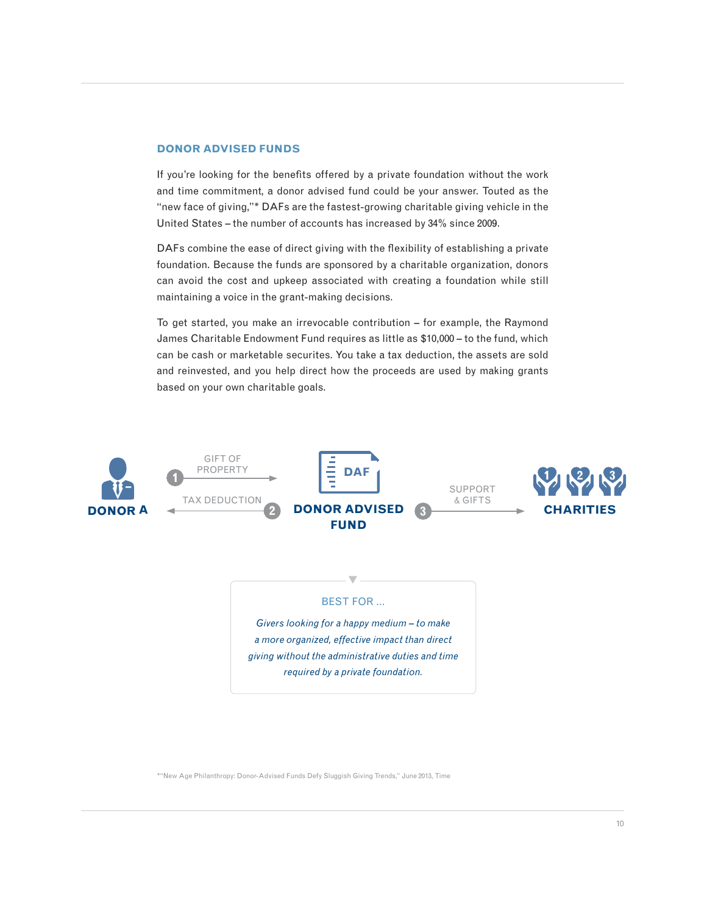## DONOR ADVISED FUNDS

If you're looking for the benefits offered by a private foundation without the work and time commitment, a donor advised fund could be your answer. Touted as the "new face of giving,"* DAFs are the fastest-growing charitable giving vehicle in the United States – the number of accounts has increased by 34% since 2009.

DAFs combine the ease of direct giving with the flexibility of establishing a private foundation. Because the funds are sponsored by a charitable organization, donors can avoid the cost and upkeep associated with creating a foundation while still maintaining a voice in the grant-making decisions.

To get started, you make an irrevocable contribution – for example, the Raymond James Charitable Endowment Fund requires as little as $10,000 – to the fund, which can be cash or marketable securites. You take a tax deduction, the assets are sold and reinvested, and you help direct how the proceeds are used by making grants based on your own charitable goals.

**DONOR A** — 1 GIFT OF PROPERTY → **DAF DONOR ADVISED FUND** — 3 SUPPORT & GIFTS → **CHARITIES** (1, 2, 3)

**DONOR ADVISED FUND** — 2 TAX DEDUCTION → **DONOR A**

**BEST FOR ...**

*Givers looking for a happy medium – to make a more organized, effective impact than direct giving without the administrative duties and time required by a private foundation.*

*"New Age Philanthropy: Donor-Advised Funds Defy Sluggish Giving Trends," June 2013, Time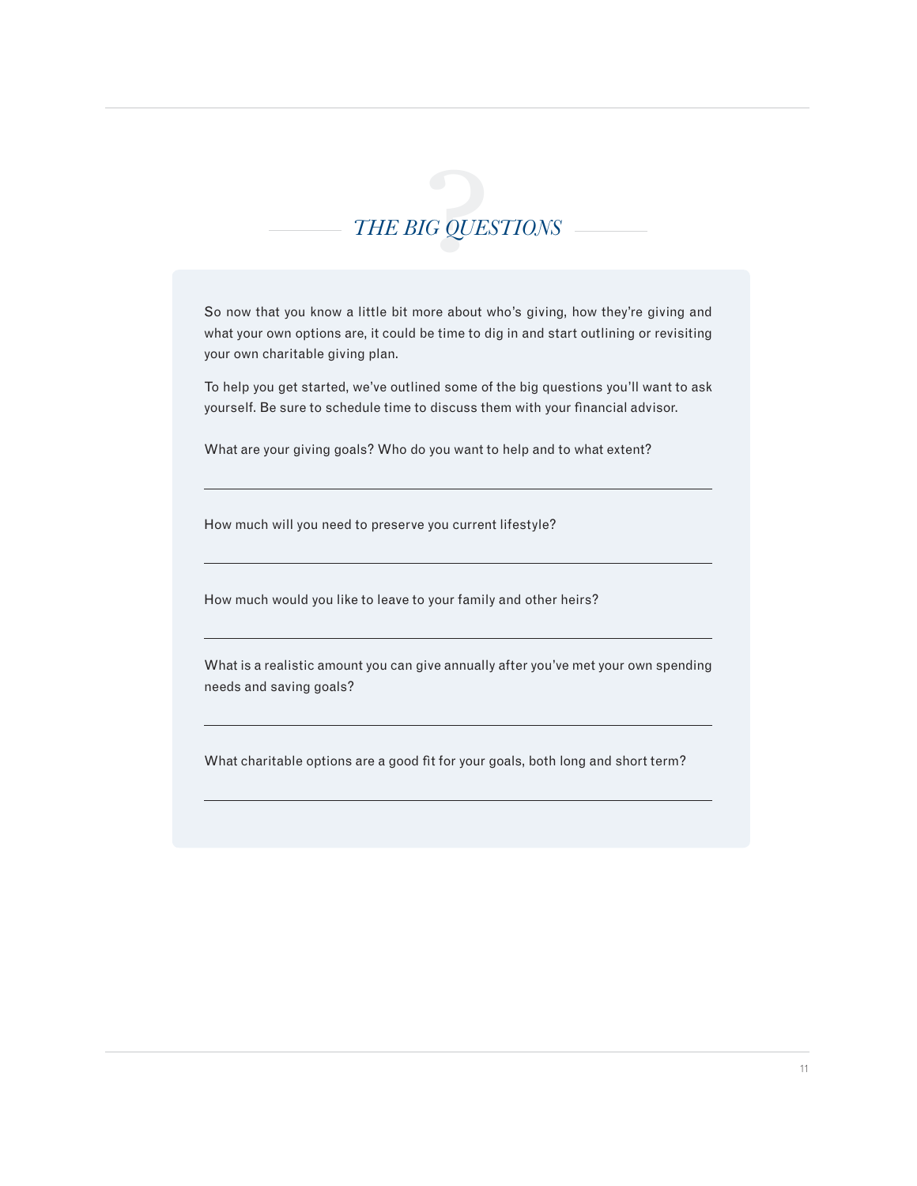## *THE BIG QUESTIONS*

So now that you know a little bit more about who's giving, how they're giving and what your own options are, it could be time to dig in and start outlining or revisiting your own charitable giving plan.

To help you get started, we've outlined some of the big questions you'll want to ask yourself. Be sure to schedule time to discuss them with your financial advisor.

What are your giving goals? Who do you want to help and to what extent?

---

How much will you need to preserve you current lifestyle?

---

How much would you like to leave to your family and other heirs?

---

What is a realistic amount you can give annually after you've met your own spending needs and saving goals?

---

What charitable options are a good fit for your goals, both long and short term?

---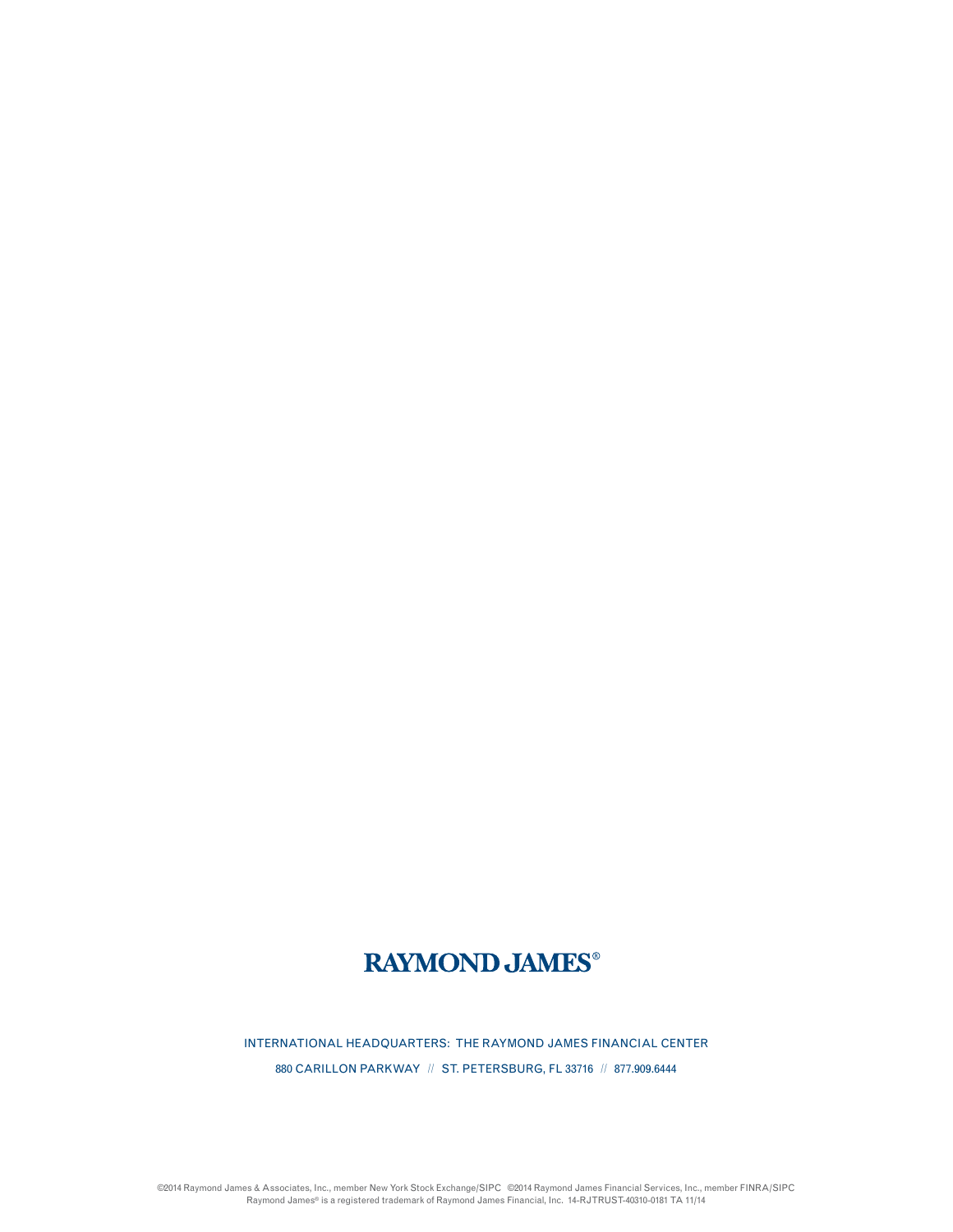RAYMOND JAMES®

INTERNATIONAL HEADQUARTERS: THE RAYMOND JAMES FINANCIAL CENTER

880 CARILLON PARKWAY // ST. PETERSBURG, FL 33716 // 877.909.6444

©2014 Raymond James & Associates, Inc., member New York Stock Exchange/SIPC ©2014 Raymond James Financial Services, Inc., member FINRA/SIPC
Raymond James® is a registered trademark of Raymond James Financial, Inc. 14-RJTRUST-40310-0181 TA 11/14